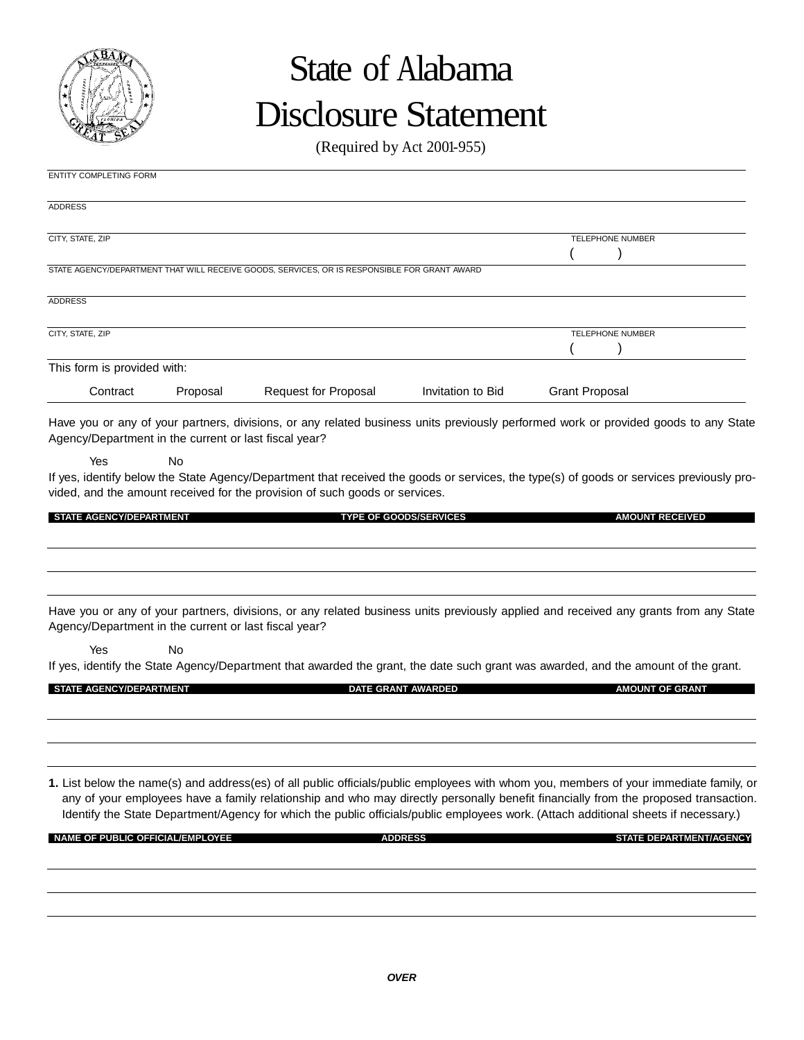# State of Alabama Disclosure Statement

(Required by Act 2001-955)

ENTITY COMPLETING FORM

ADDRESS

CITY, STATE, ZIP | TELEPHONE NUMBER ( )

STATE AGENCY/DEPARTMENT THAT WILL RECEIVE GOODS, SERVICES, OR IS RESPONSIBLE FOR GRANT AWARD

ADDRESS

CITY, STATE, ZIP | TELEPHONE NUMBER ( )

This form is provided with:

Contract Proposal Request for Proposal Invitation to Bid Grant Proposal

Have you or any of your partners, divisions, or any related business units previously performed work or provided goods to any State Agency/Department in the current or last fiscal year?

Yes No

If yes, identify below the State Agency/Department that received the goods or services, the type(s) of goods or services previously provided, and the amount received for the provision of such goods or services.

| STATE AGENCY/DEPARTMENT | TYPE OF GOODS/SERVICES | AMOUNT RECEIVED |
|---|---|---|
| | | |
| | | |
| | | |

Have you or any of your partners, divisions, or any related business units previously applied and received any grants from any State Agency/Department in the current or last fiscal year?

Yes No

If yes, identify the State Agency/Department that awarded the grant, the date such grant was awarded, and the amount of the grant.

| STATE AGENCY/DEPARTMENT | DATE GRANT AWARDED | AMOUNT OF GRANT |
|---|---|---|
| | | |
| | | |
| | | |

**1.** List below the name(s) and address(es) of all public officials/public employees with whom you, members of your immediate family, or any of your employees have a family relationship and who may directly personally benefit financially from the proposed transaction. Identify the State Department/Agency for which the public officials/public employees work. (Attach additional sheets if necessary.)

| NAME OF PUBLIC OFFICIAL/EMPLOYEE | ADDRESS | STATE DEPARTMENT/AGENCY |
|---|---|---|
| | | |
| | | |
| | | |

***OVER***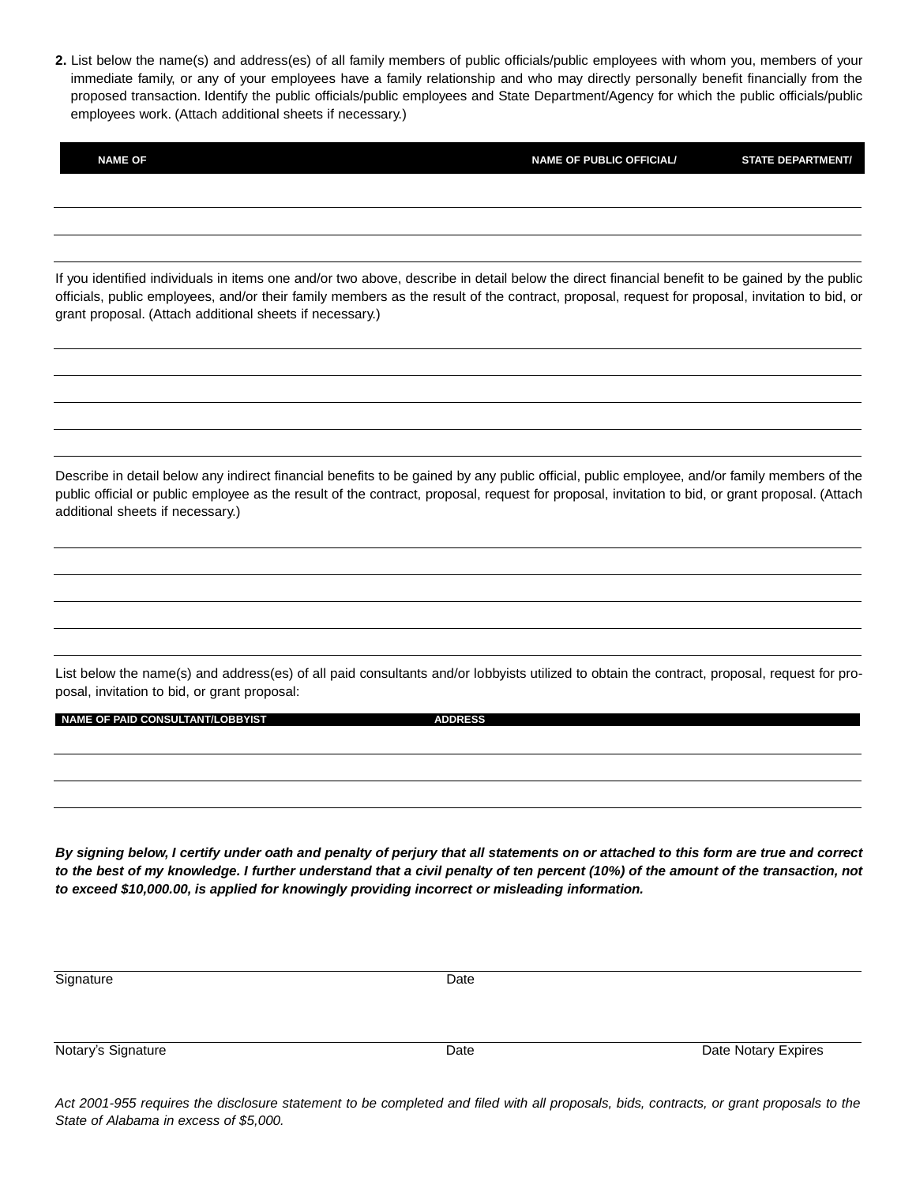**2.** List below the name(s) and address(es) of all family members of public officials/public employees with whom you, members of your immediate family, or any of your employees have a family relationship and who may directly personally benefit financially from the proposed transaction. Identify the public officials/public employees and State Department/Agency for which the public officials/public employees work. (Attach additional sheets if necessary.)

| NAME OF | NAME OF PUBLIC OFFICIAL/ | STATE DEPARTMENT/ |
|---|---|---|
| | | |
| | | |
| | | |

If you identified individuals in items one and/or two above, describe in detail below the direct financial benefit to be gained by the public officials, public employees, and/or their family members as the result of the contract, proposal, request for proposal, invitation to bid, or grant proposal. (Attach additional sheets if necessary.)

Describe in detail below any indirect financial benefits to be gained by any public official, public employee, and/or family members of the public official or public employee as the result of the contract, proposal, request for proposal, invitation to bid, or grant proposal. (Attach additional sheets if necessary.)

List below the name(s) and address(es) of all paid consultants and/or lobbyists utilized to obtain the contract, proposal, request for proposal, invitation to bid, or grant proposal:

| NAME OF PAID CONSULTANT/LOBBYIST | ADDRESS |
|---|---|
| | |
| | |
| | |

***By signing below, I certify under oath and penalty of perjury that all statements on or attached to this form are true and correct to the best of my knowledge. I further understand that a civil penalty of ten percent (10%) of the amount of the transaction, not to exceed $10,000.00, is applied for knowingly providing incorrect or misleading information.***

Signature &nbsp;&nbsp;&nbsp;&nbsp;&nbsp;&nbsp;&nbsp;&nbsp; Date

Notary's Signature &nbsp;&nbsp;&nbsp;&nbsp;&nbsp;&nbsp;&nbsp;&nbsp; Date &nbsp;&nbsp;&nbsp;&nbsp;&nbsp;&nbsp;&nbsp;&nbsp; Date Notary Expires

*Act 2001-955 requires the disclosure statement to be completed and filed with all proposals, bids, contracts, or grant proposals to the State of Alabama in excess of $5,000.*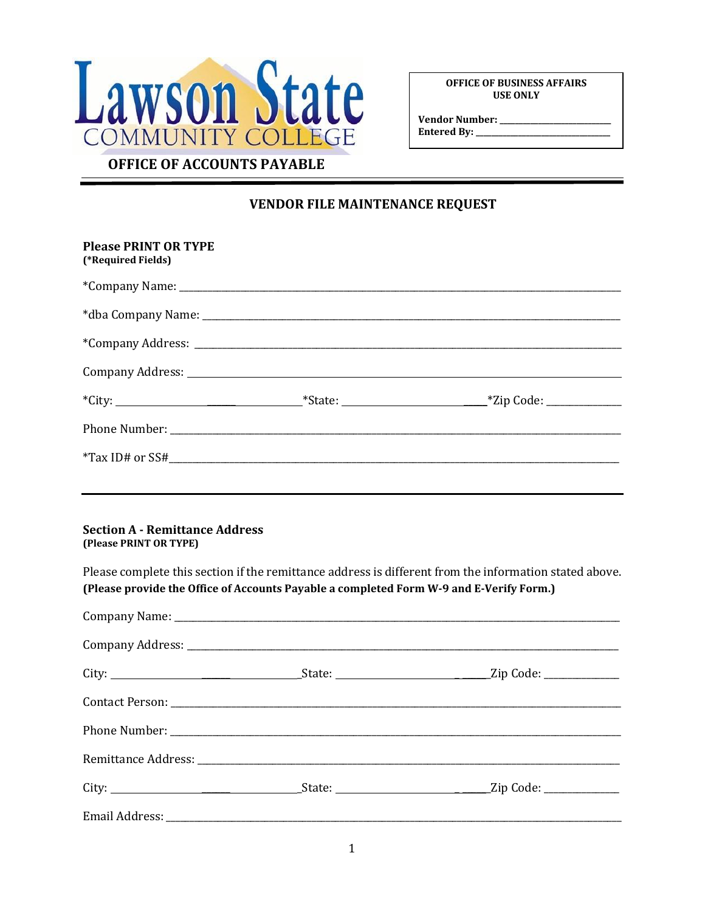Lawson State COMMUNITY COLLEGE

**OFFICE OF ACCOUNTS PAYABLE**

**OFFICE OF BUSINESS AFFAIRS USE ONLY**

**Vendor Number:** ____________________

**Entered By:** ____________________

## VENDOR FILE MAINTENANCE REQUEST

**Please PRINT OR TYPE**
**(*Required Fields)**

*Company Name: ____________________

*dba Company Name: ____________________

*Company Address: ____________________

Company Address: ____________________

*City: ____________________ *State: ____________________ *Zip Code: ____________________

Phone Number: ____________________

*Tax ID# or SS# ____________________

---

### Section A - Remittance Address

**(Please PRINT OR TYPE)**

Please complete this section if the remittance address is different from the information stated above. **(Please provide the Office of Accounts Payable a completed Form W-9 and E-Verify Form.)**

Company Name: ____________________

Company Address: ____________________

City: ____________________ State: ____________________ Zip Code: ____________________

Contact Person: ____________________

Phone Number: ____________________

Remittance Address: ____________________

City: ____________________ State: ____________________ Zip Code: ____________________

Email Address: ____________________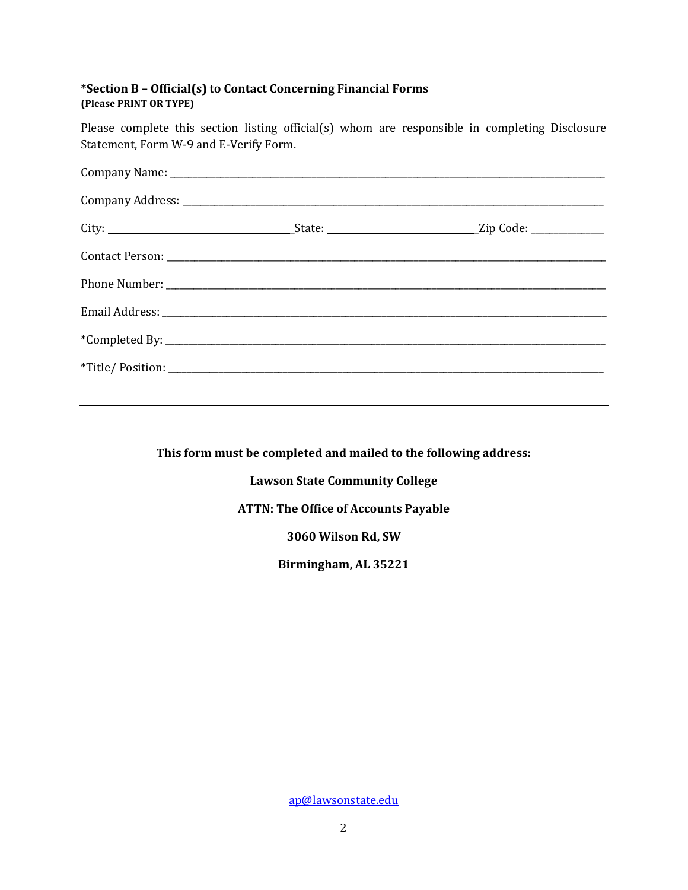### *Section B – Official(s) to Contact Concerning Financial Forms
**(Please PRINT OR TYPE)**

Please complete this section listing official(s) whom are responsible in completing Disclosure Statement, Form W-9 and E-Verify Form.

Company Name: ___________________________________________________________________________

Company Address: ________________________________________________________________________

City: _______________________________State: ___________________________Zip Code: ______________

Contact Person: __________________________________________________________________________

Phone Number: ___________________________________________________________________________

Email Address: ___________________________________________________________________________

*Completed By: ___________________________________________________________________________

*Title/ Position: __________________________________________________________________________

---

**This form must be completed and mailed to the following address:**

**Lawson State Community College**

**ATTN: The Office of Accounts Payable**

**3060 Wilson Rd, SW**

**Birmingham, AL 35221**

ap@lawsonstate.edu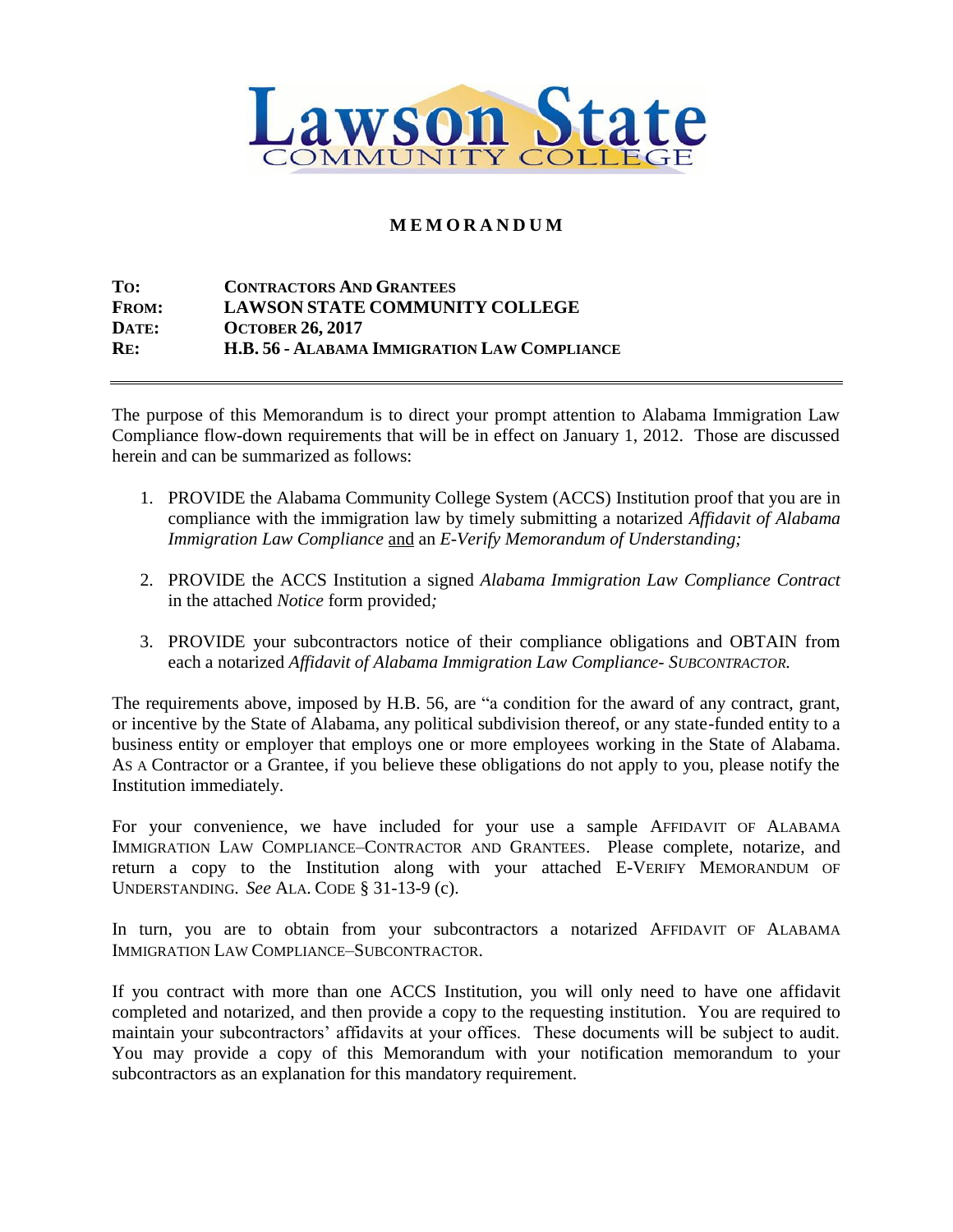Lawson State COMMUNITY COLLEGE

**MEMORANDUM**

**TO:** CONTRACTORS AND GRANTEES
**FROM:** LAWSON STATE COMMUNITY COLLEGE
**DATE:** OCTOBER 26, 2017
**RE:** H.B. 56 - ALABAMA IMMIGRATION LAW COMPLIANCE

---

The purpose of this Memorandum is to direct your prompt attention to Alabama Immigration Law Compliance flow-down requirements that will be in effect on January 1, 2012. Those are discussed herein and can be summarized as follows:

1. PROVIDE the Alabama Community College System (ACCS) Institution proof that you are in compliance with the immigration law by timely submitting a notarized *Affidavit of Alabama Immigration Law Compliance* <u>and</u> an *E-Verify Memorandum of Understanding;*

2. PROVIDE the ACCS Institution a signed *Alabama Immigration Law Compliance Contract* in the attached *Notice* form provided*;*

3. PROVIDE your subcontractors notice of their compliance obligations and OBTAIN from each a notarized *Affidavit of Alabama Immigration Law Compliance- SUBCONTRACTOR.*

The requirements above, imposed by H.B. 56, are "a condition for the award of any contract, grant, or incentive by the State of Alabama, any political subdivision thereof, or any state-funded entity to a business entity or employer that employs one or more employees working in the State of Alabama. AS A Contractor or a Grantee, if you believe these obligations do not apply to you, please notify the Institution immediately.

For your convenience, we have included for your use a sample AFFIDAVIT OF ALABAMA IMMIGRATION LAW COMPLIANCE–CONTRACTOR AND GRANTEES. Please complete, notarize, and return a copy to the Institution along with your attached E-VERIFY MEMORANDUM OF UNDERSTANDING. *See* ALA. CODE § 31-13-9 (c).

In turn, you are to obtain from your subcontractors a notarized AFFIDAVIT OF ALABAMA IMMIGRATION LAW COMPLIANCE–SUBCONTRACTOR.

If you contract with more than one ACCS Institution, you will only need to have one affidavit completed and notarized, and then provide a copy to the requesting institution. You are required to maintain your subcontractors' affidavits at your offices. These documents will be subject to audit. You may provide a copy of this Memorandum with your notification memorandum to your subcontractors as an explanation for this mandatory requirement.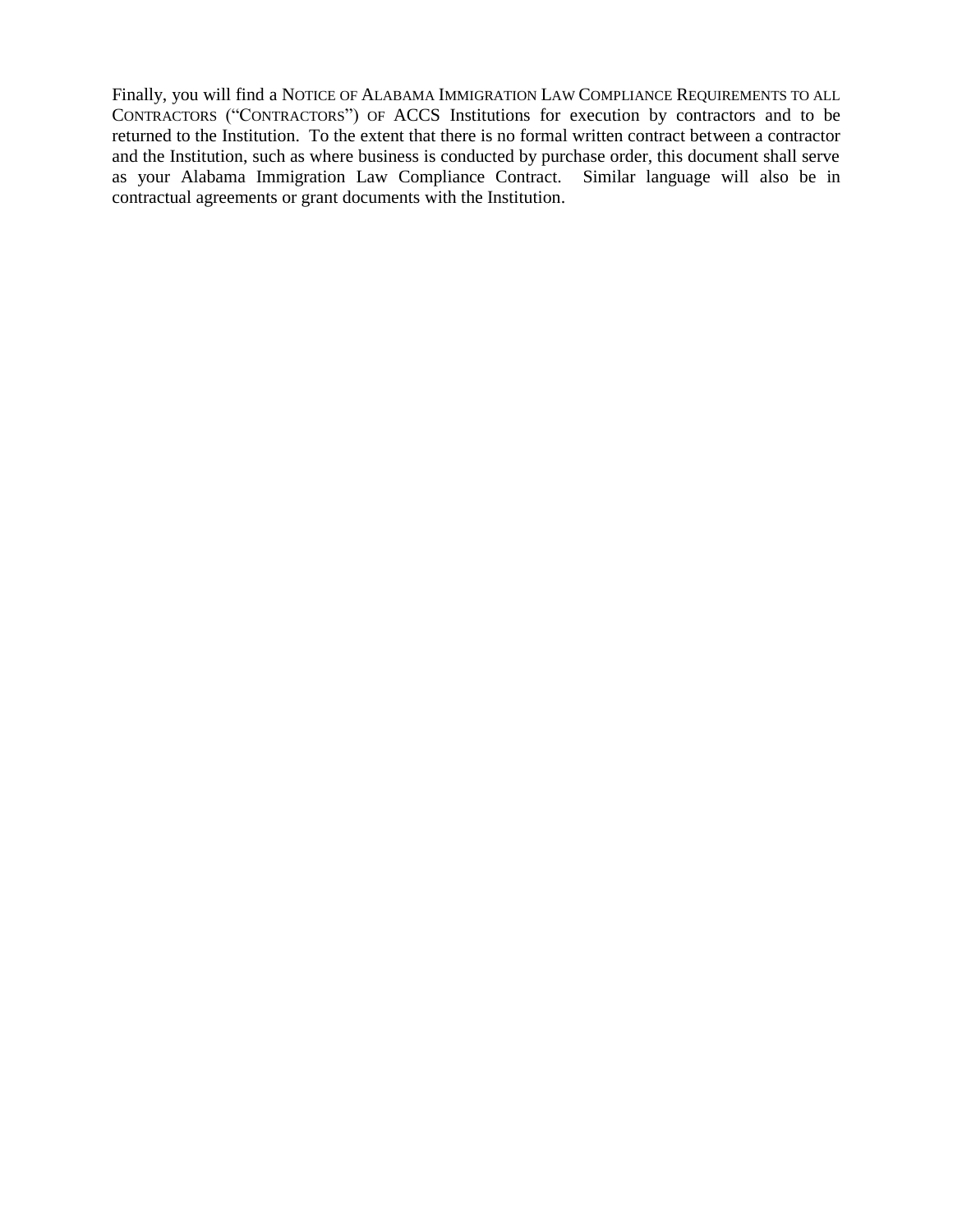Finally, you will find a NOTICE OF ALABAMA IMMIGRATION LAW COMPLIANCE REQUIREMENTS TO ALL CONTRACTORS ("CONTRACTORS") OF ACCS Institutions for execution by contractors and to be returned to the Institution. To the extent that there is no formal written contract between a contractor and the Institution, such as where business is conducted by purchase order, this document shall serve as your Alabama Immigration Law Compliance Contract. Similar language will also be in contractual agreements or grant documents with the Institution.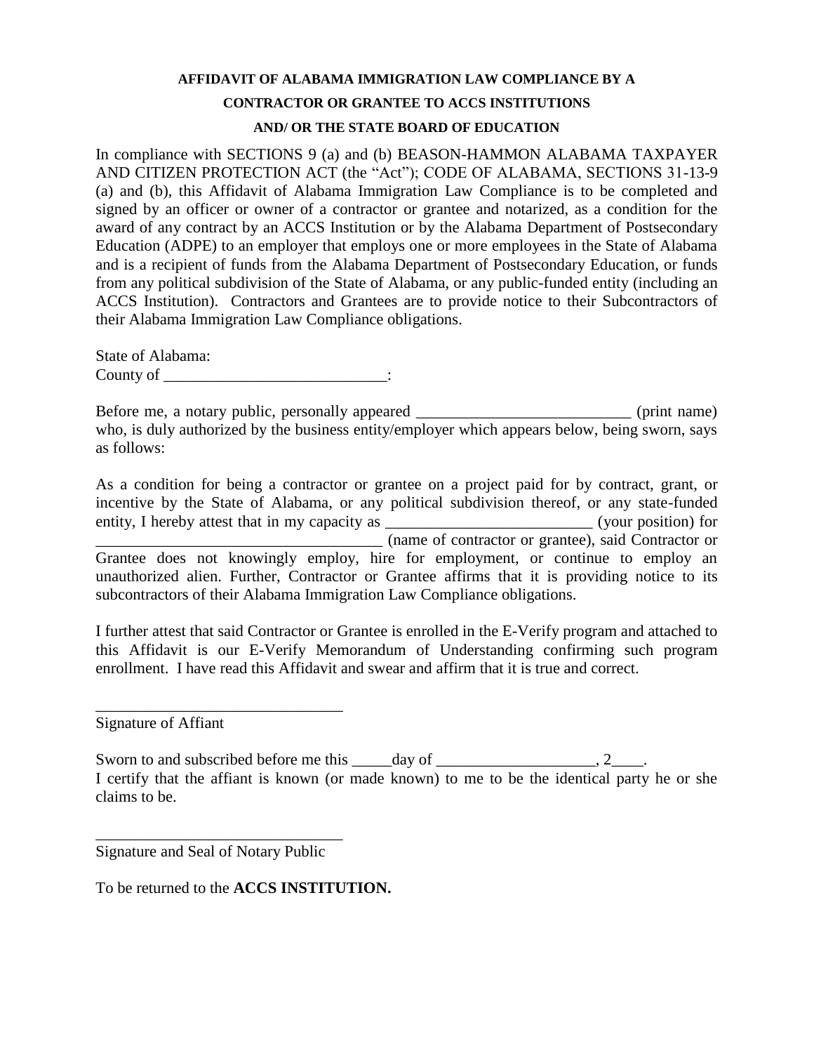**AFFIDAVIT OF ALABAMA IMMIGRATION LAW COMPLIANCE BY A CONTRACTOR OR GRANTEE TO ACCS INSTITUTIONS AND/ OR THE STATE BOARD OF EDUCATION**

In compliance with SECTIONS 9 (a) and (b) BEASON-HAMMON ALABAMA TAXPAYER AND CITIZEN PROTECTION ACT (the "Act"); CODE OF ALABAMA, SECTIONS 31-13-9 (a) and (b), this Affidavit of Alabama Immigration Law Compliance is to be completed and signed by an officer or owner of a contractor or grantee and notarized, as a condition for the award of any contract by an ACCS Institution or by the Alabama Department of Postsecondary Education (ADPE) to an employer that employs one or more employees in the State of Alabama and is a recipient of funds from the Alabama Department of Postsecondary Education, or funds from any political subdivision of the State of Alabama, or any public-funded entity (including an ACCS Institution). Contractors and Grantees are to provide notice to their Subcontractors of their Alabama Immigration Law Compliance obligations.

State of Alabama:
County of ____________________________:

Before me, a notary public, personally appeared ___________________________ (print name) who, is duly authorized by the business entity/employer which appears below, being sworn, says as follows:

As a condition for being a contractor or grantee on a project paid for by contract, grant, or incentive by the State of Alabama, or any political subdivision thereof, or any state-funded entity, I hereby attest that in my capacity as __________________________ (your position) for ____________________________________ (name of contractor or grantee), said Contractor or Grantee does not knowingly employ, hire for employment, or continue to employ an unauthorized alien. Further, Contractor or Grantee affirms that it is providing notice to its subcontractors of their Alabama Immigration Law Compliance obligations.

I further attest that said Contractor or Grantee is enrolled in the E-Verify program and attached to this Affidavit is our E-Verify Memorandum of Understanding confirming such program enrollment. I have read this Affidavit and swear and affirm that it is true and correct.

_______________________________
Signature of Affiant

Sworn to and subscribed before me this _____day of ____________________, 2____.
I certify that the affiant is known (or made known) to me to be the identical party he or she claims to be.

_______________________________
Signature and Seal of Notary Public

To be returned to the **ACCS INSTITUTION.**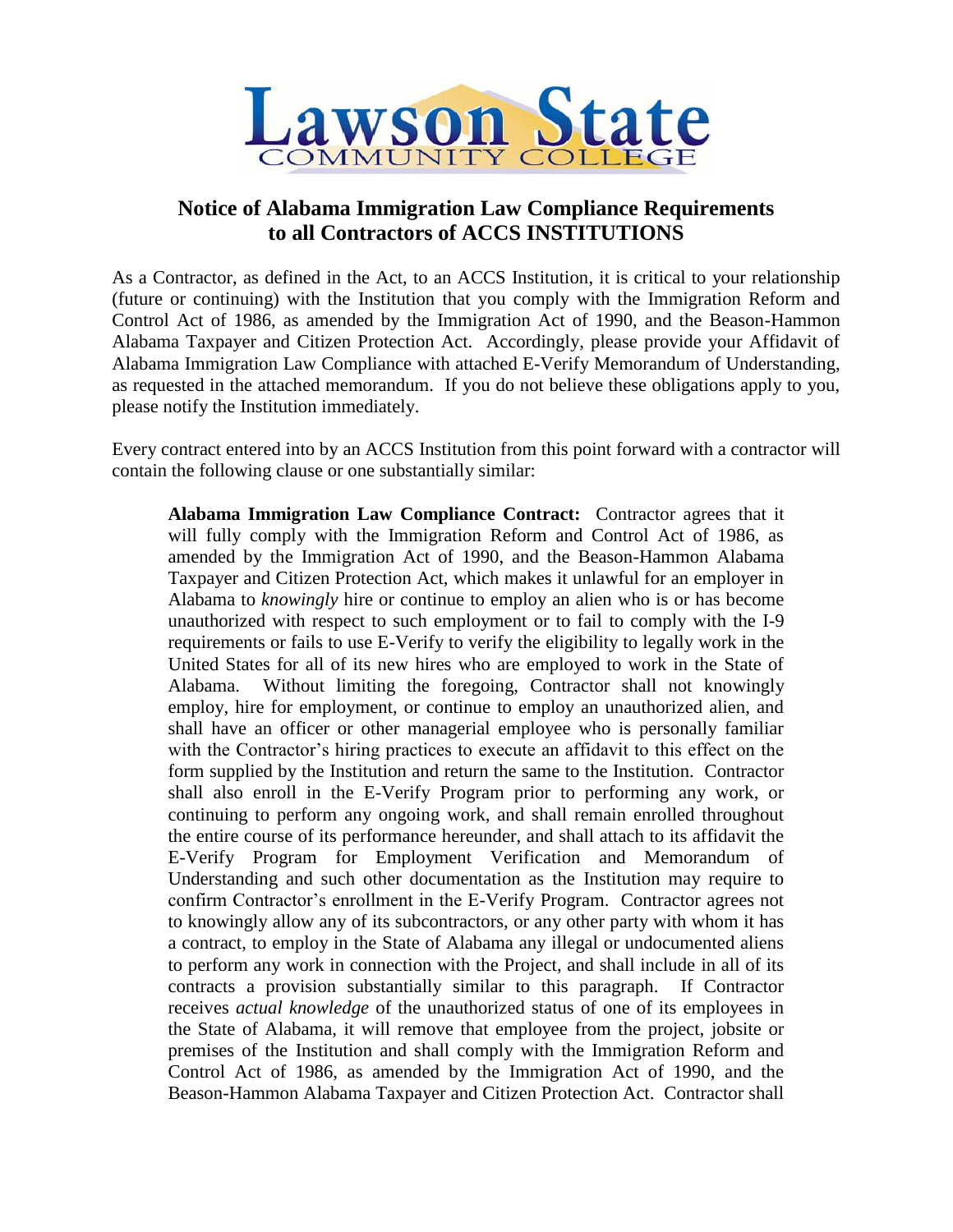# Lawson State COMMUNITY COLLEGE

## Notice of Alabama Immigration Law Compliance Requirements to all Contractors of ACCS INSTITUTIONS

As a Contractor, as defined in the Act, to an ACCS Institution, it is critical to your relationship (future or continuing) with the Institution that you comply with the Immigration Reform and Control Act of 1986, as amended by the Immigration Act of 1990, and the Beason-Hammon Alabama Taxpayer and Citizen Protection Act. Accordingly, please provide your Affidavit of Alabama Immigration Law Compliance with attached E-Verify Memorandum of Understanding, as requested in the attached memorandum. If you do not believe these obligations apply to you, please notify the Institution immediately.

Every contract entered into by an ACCS Institution from this point forward with a contractor will contain the following clause or one substantially similar:

> **Alabama Immigration Law Compliance Contract:** Contractor agrees that it will fully comply with the Immigration Reform and Control Act of 1986, as amended by the Immigration Act of 1990, and the Beason-Hammon Alabama Taxpayer and Citizen Protection Act, which makes it unlawful for an employer in Alabama to *knowingly* hire or continue to employ an alien who is or has become unauthorized with respect to such employment or to fail to comply with the I-9 requirements or fails to use E-Verify to verify the eligibility to legally work in the United States for all of its new hires who are employed to work in the State of Alabama. Without limiting the foregoing, Contractor shall not knowingly employ, hire for employment, or continue to employ an unauthorized alien, and shall have an officer or other managerial employee who is personally familiar with the Contractor's hiring practices to execute an affidavit to this effect on the form supplied by the Institution and return the same to the Institution. Contractor shall also enroll in the E-Verify Program prior to performing any work, or continuing to perform any ongoing work, and shall remain enrolled throughout the entire course of its performance hereunder, and shall attach to its affidavit the E-Verify Program for Employment Verification and Memorandum of Understanding and such other documentation as the Institution may require to confirm Contractor's enrollment in the E-Verify Program. Contractor agrees not to knowingly allow any of its subcontractors, or any other party with whom it has a contract, to employ in the State of Alabama any illegal or undocumented aliens to perform any work in connection with the Project, and shall include in all of its contracts a provision substantially similar to this paragraph. If Contractor receives *actual knowledge* of the unauthorized status of one of its employees in the State of Alabama, it will remove that employee from the project, jobsite or premises of the Institution and shall comply with the Immigration Reform and Control Act of 1986, as amended by the Immigration Act of 1990, and the Beason-Hammon Alabama Taxpayer and Citizen Protection Act. Contractor shall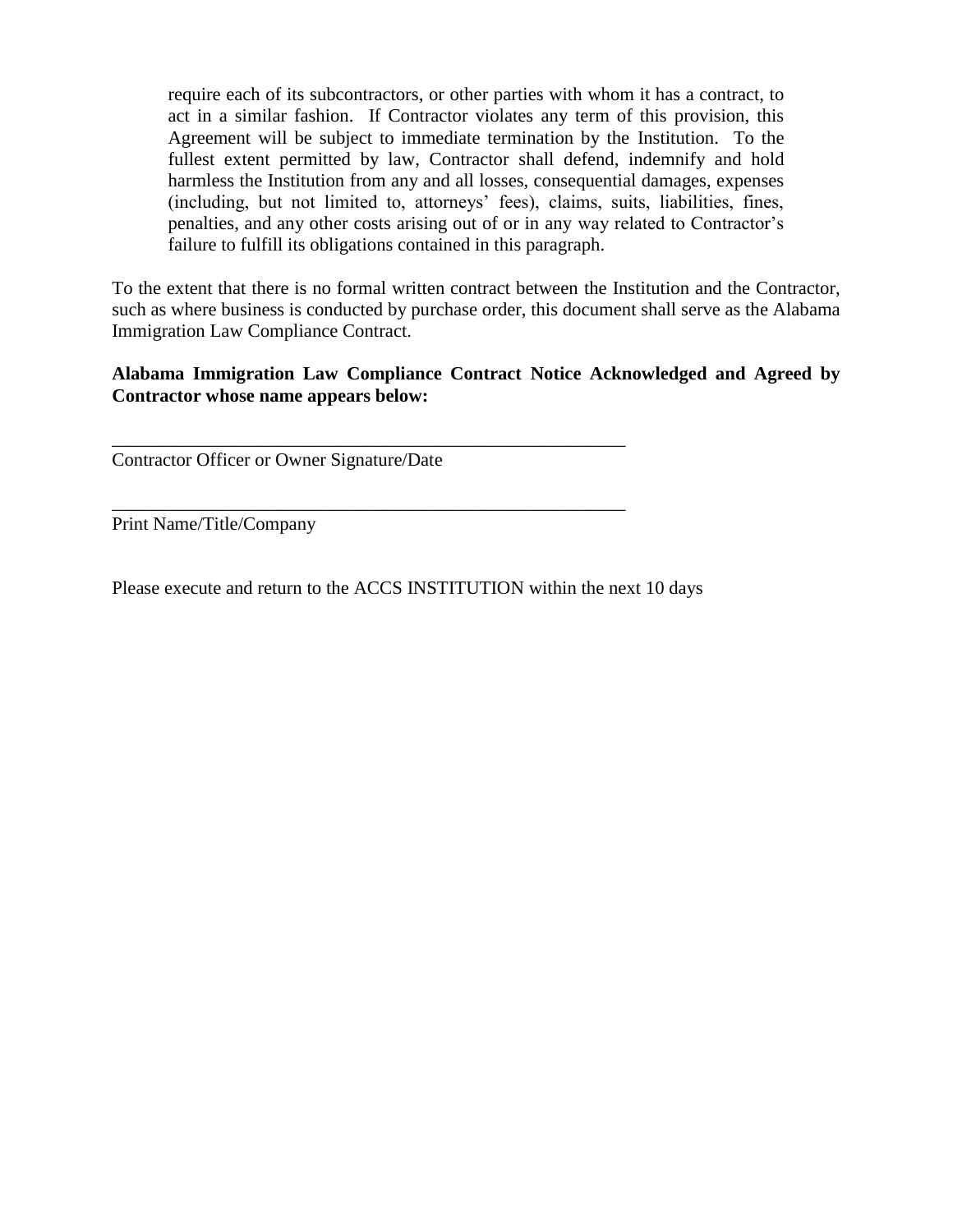require each of its subcontractors, or other parties with whom it has a contract, to act in a similar fashion. If Contractor violates any term of this provision, this Agreement will be subject to immediate termination by the Institution. To the fullest extent permitted by law, Contractor shall defend, indemnify and hold harmless the Institution from any and all losses, consequential damages, expenses (including, but not limited to, attorneys' fees), claims, suits, liabilities, fines, penalties, and any other costs arising out of or in any way related to Contractor's failure to fulfill its obligations contained in this paragraph.

To the extent that there is no formal written contract between the Institution and the Contractor, such as where business is conducted by purchase order, this document shall serve as the Alabama Immigration Law Compliance Contract.

**Alabama Immigration Law Compliance Contract Notice Acknowledged and Agreed by Contractor whose name appears below:**

\_\_\_\_\_\_\_\_\_\_\_\_\_\_\_\_\_\_\_\_\_\_\_\_\_\_\_\_\_\_\_\_\_\_\_\_\_\_\_\_\_\_\_\_\_\_\_\_\_\_\_\_\_\_\_\_
Contractor Officer or Owner Signature/Date

\_\_\_\_\_\_\_\_\_\_\_\_\_\_\_\_\_\_\_\_\_\_\_\_\_\_\_\_\_\_\_\_\_\_\_\_\_\_\_\_\_\_\_\_\_\_\_\_\_\_\_\_\_\_\_\_
Print Name/Title/Company

Please execute and return to the ACCS INSTITUTION within the next 10 days